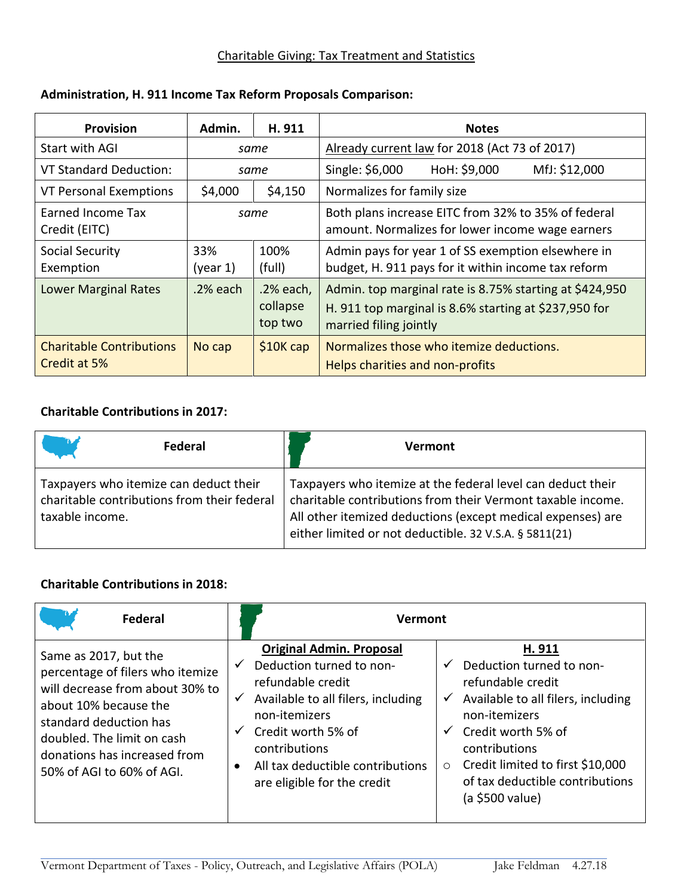# Charitable Giving: Tax Treatment and Statistics

**Administration, H. 911 Income Tax Reform Proposals Comparison:**

| Provision | Admin. | H. 911 | Notes |
|---|---|---|---|
| Start with AGI | *same* | | Already current law for 2018 (Act 73 of 2017) |
| VT Standard Deduction: | *same* | | Single: $6,000 HoH: $9,000 MfJ: $12,000 |
| VT Personal Exemptions | $4,000 | $4,150 | Normalizes for family size |
| Earned Income Tax Credit (EITC) | *same* | | Both plans increase EITC from 32% to 35% of federal amount. Normalizes for lower income wage earners |
| Social Security Exemption | 33% (year 1) | 100% (full) | Admin pays for year 1 of SS exemption elsewhere in budget, H. 911 pays for it within income tax reform |
| Lower Marginal Rates | .2% each | .2% each, collapse top two | Admin. top marginal rate is 8.75% starting at $424,950<br>H. 911 top marginal is 8.6% starting at $237,950 for married filing jointly |
| Charitable Contributions Credit at 5% | No cap | $10K cap | Normalizes those who itemize deductions.<br>Helps charities and non-profits |

**Charitable Contributions in 2017:**

| Federal | Vermont |
|---|---|
| Taxpayers who itemize can deduct their charitable contributions from their federal taxable income. | Taxpayers who itemize at the federal level can deduct their charitable contributions from their Vermont taxable income. All other itemized deductions (except medical expenses) are either limited or not deductible. 32 V.S.A. § 5811(21) |

**Charitable Contributions in 2018:**

| Federal | Vermont | |
|---|---|---|
| | **Original Admin. Proposal** | **H. 911** |
| Same as 2017, but the percentage of filers who itemize will decrease from about 30% to about 10% because the standard deduction has doubled. The limit on cash donations has increased from 50% of AGI to 60% of AGI. | ✓ Deduction turned to non-refundable credit<br>✓ Available to all filers, including non-itemizers<br>✓ Credit worth 5% of contributions<br>• All tax deductible contributions are eligible for the credit | ✓ Deduction turned to non-refundable credit<br>✓ Available to all filers, including non-itemizers<br>✓ Credit worth 5% of contributions<br>○ Credit limited to first $10,000 of tax deductible contributions (a $500 value) |

Vermont Department of Taxes - Policy, Outreach, and Legislative Affairs (POLA) Jake Feldman 4.27.18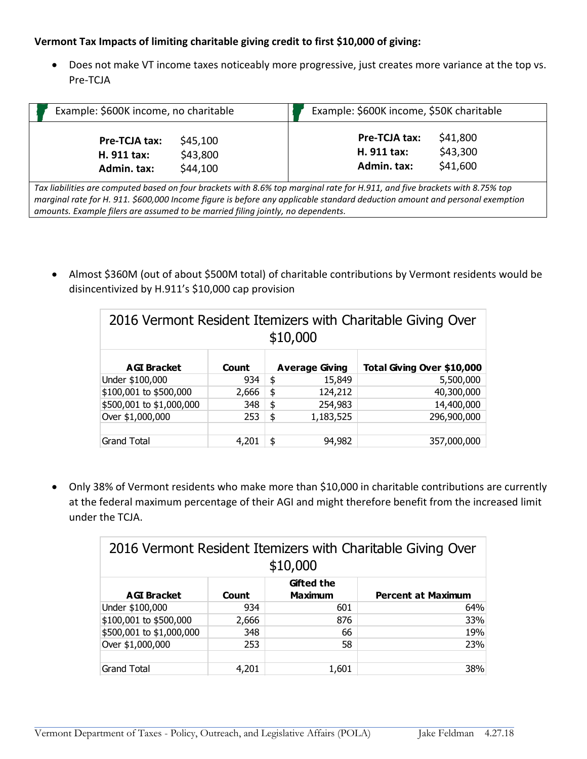**Vermont Tax Impacts of limiting charitable giving credit to first $10,000 of giving:**

- Does not make VT income taxes noticeably more progressive, just creates more variance at the top vs. Pre-TCJA

| Example: $600K income, no charitable | | Example: $600K income, $50K charitable | |
|---|---|---|---|
| **Pre-TCJA tax:** | $45,100 | **Pre-TCJA tax:** | $41,800 |
| **H. 911 tax:** | $43,800 | **H. 911 tax:** | $43,300 |
| **Admin. tax:** | $44,100 | **Admin. tax:** | $41,600 |

*Tax liabilities are computed based on four brackets with 8.6% top marginal rate for H.911, and five brackets with 8.75% top marginal rate for H. 911. $600,000 Income figure is before any applicable standard deduction amount and personal exemption amounts. Example filers are assumed to be married filing jointly, no dependents.*

- Almost $360M (out of about $500M total) of charitable contributions by Vermont residents would be disincentivized by H.911's $10,000 cap provision

**2016 Vermont Resident Itemizers with Charitable Giving Over $10,000**

| AGI Bracket | Count | Average Giving | Total Giving Over $10,000 |
|---|---|---|---|
| Under $100,000 | 934 | $ 15,849 | 5,500,000 |
| $100,001 to $500,000 | 2,666 | $ 124,212 | 40,300,000 |
| $500,001 to $1,000,000 | 348 | $ 254,983 | 14,400,000 |
| Over $1,000,000 | 253 | $ 1,183,525 | 296,900,000 |
| | | | |
| Grand Total | 4,201 | $ 94,982 | 357,000,000 |

- Only 38% of Vermont residents who make more than $10,000 in charitable contributions are currently at the federal maximum percentage of their AGI and might therefore benefit from the increased limit under the TCJA.

**2016 Vermont Resident Itemizers with Charitable Giving Over $10,000**

| AGI Bracket | Count | Gifted the Maximum | Percent at Maximum |
|---|---|---|---|
| Under $100,000 | 934 | 601 | 64% |
| $100,001 to $500,000 | 2,666 | 876 | 33% |
| $500,001 to $1,000,000 | 348 | 66 | 19% |
| Over $1,000,000 | 253 | 58 | 23% |
| | | | |
| Grand Total | 4,201 | 1,601 | 38% |

Vermont Department of Taxes - Policy, Outreach, and Legislative Affairs (POLA) Jake Feldman 4.27.18